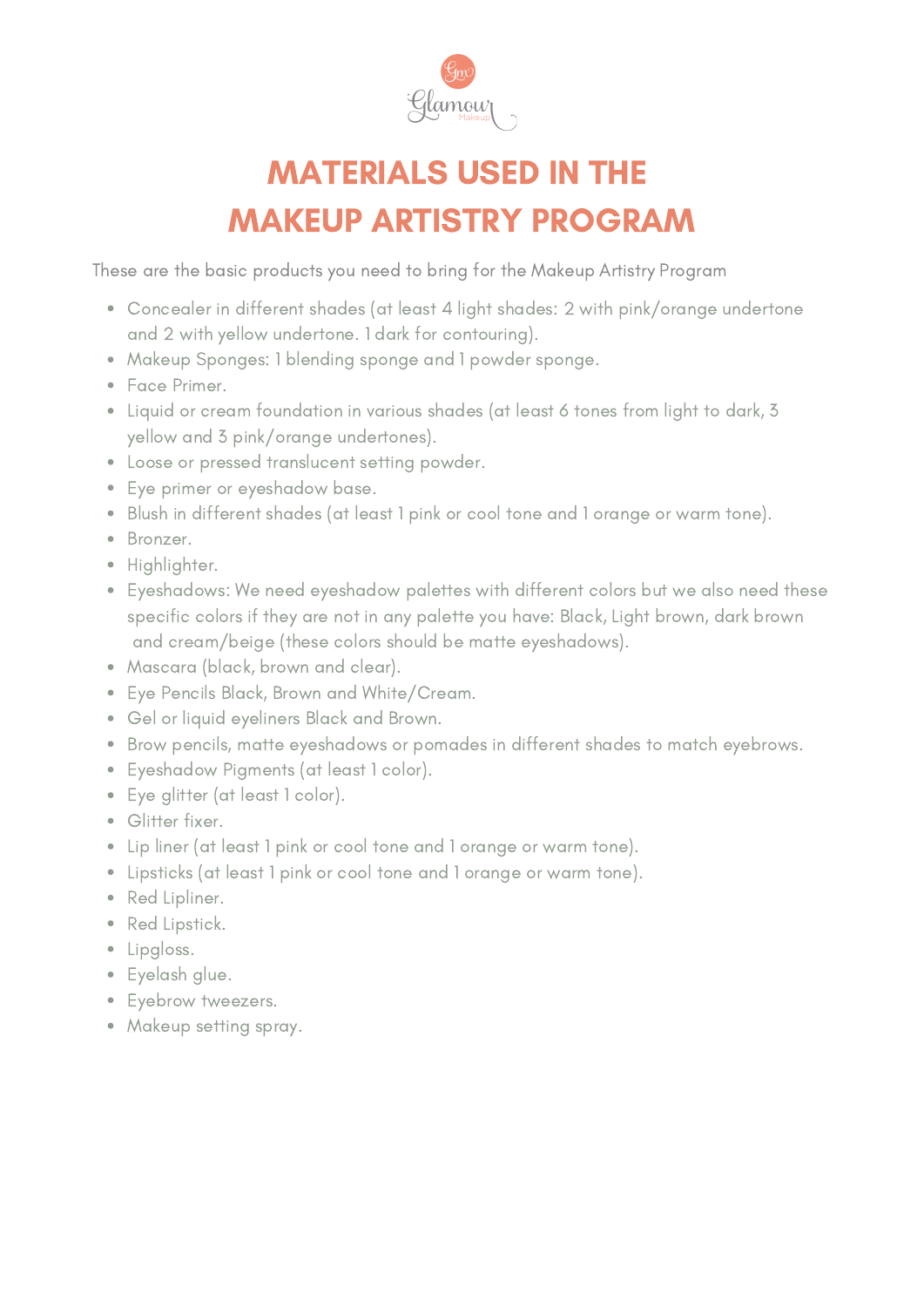# MATERIALS USED IN THE MAKEUP ARTISTRY PROGRAM

These are the basic products you need to bring for the Makeup Artistry Program

- Concealer in different shades (at least 4 light shades: 2 with pink/orange undertone and 2 with yellow undertone. 1 dark for contouring).
- Makeup Sponges: 1 blending sponge and 1 powder sponge.
- Face Primer.
- Liquid or cream foundation in various shades (at least 6 tones from light to dark, 3 yellow and 3 pink/orange undertones).
- Loose or pressed translucent setting powder.
- Eye primer or eyeshadow base.
- Blush in different shades (at least 1 pink or cool tone and 1 orange or warm tone).
- Bronzer.
- Highlighter.
- Eyeshadows: We need eyeshadow palettes with different colors but we also need these specific colors if they are not in any palette you have: Black, Light brown, dark brown and cream/beige (these colors should be matte eyeshadows).
- Mascara (black, brown and clear).
- Eye Pencils Black, Brown and White/Cream.
- Gel or liquid eyeliners Black and Brown.
- Brow pencils, matte eyeshadows or pomades in different shades to match eyebrows.
- Eyeshadow Pigments (at least 1 color).
- Eye glitter (at least 1 color).
- Glitter fixer.
- Lip liner (at least 1 pink or cool tone and 1 orange or warm tone).
- Lipsticks (at least 1 pink or cool tone and 1 orange or warm tone).
- Red Lipliner.
- Red Lipstick.
- Lipgloss.
- Eyelash glue.
- Eyebrow tweezers.
- Makeup setting spray.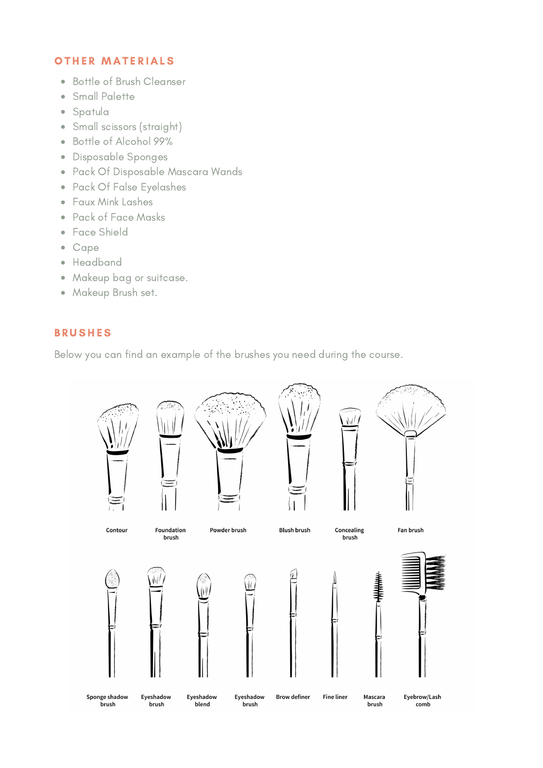## OTHER MATERIALS

- Bottle of Brush Cleanser
- Small Palette
- Spatula
- Small scissors (straight)
- Bottle of Alcohol 99%
- Disposable Sponges
- Pack Of Disposable Mascara Wands
- Pack Of False Eyelashes
- Faux Mink Lashes
- Pack of Face Masks
- Face Shield
- Cape
- Headband
- Makeup bag or suitcase.
- Makeup Brush set.

## BRUSHES

Below you can find an example of the brushes you need during the course.

Contour

Foundation brush

Powder brush

Blush brush

Concealing brush

Fan brush

Sponge shadow brush

Eyeshadow brush

Eyeshadow blend

Eyeshadow brush

Brow definer

Fine liner

Mascara brush

Eyebrow/Lash comb